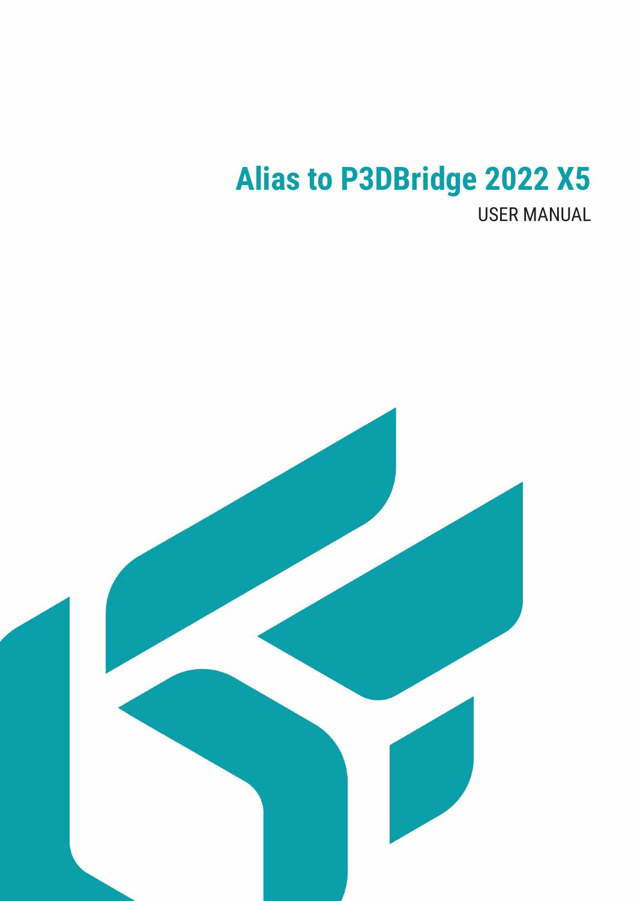# Alias to P3DBridge 2022 X5

USER MANUAL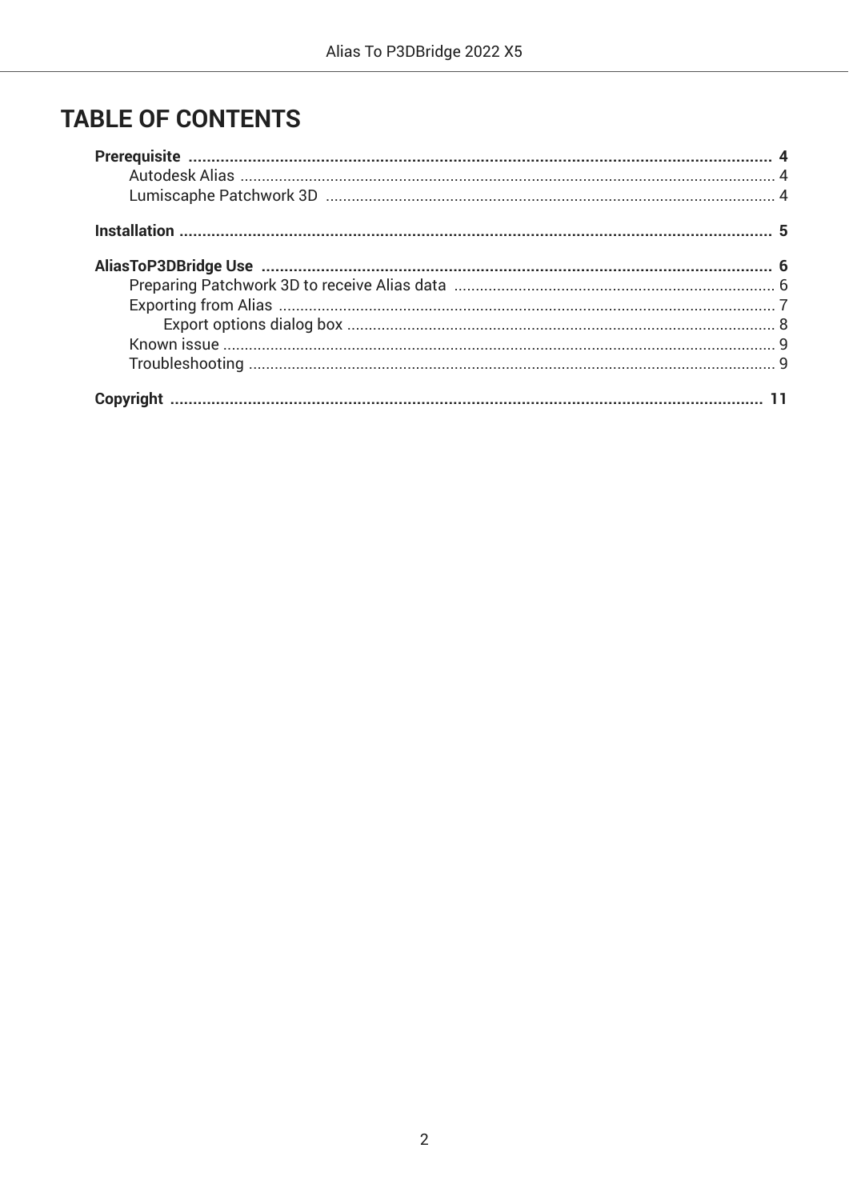# TABLE OF CONTENTS

**Prerequisite** ..... **4**
- Autodesk Alias ..... 4
- Lumiscaphe Patchwork 3D ..... 4

**Installation** ..... **5**

**AliasToP3DBridge Use** ..... **6**
- Preparing Patchwork 3D to receive Alias data ..... 6
- Exporting from Alias ..... 7
  - Export options dialog box ..... 8
- Known issue ..... 9
- Troubleshooting ..... 9

**Copyright** ..... **11**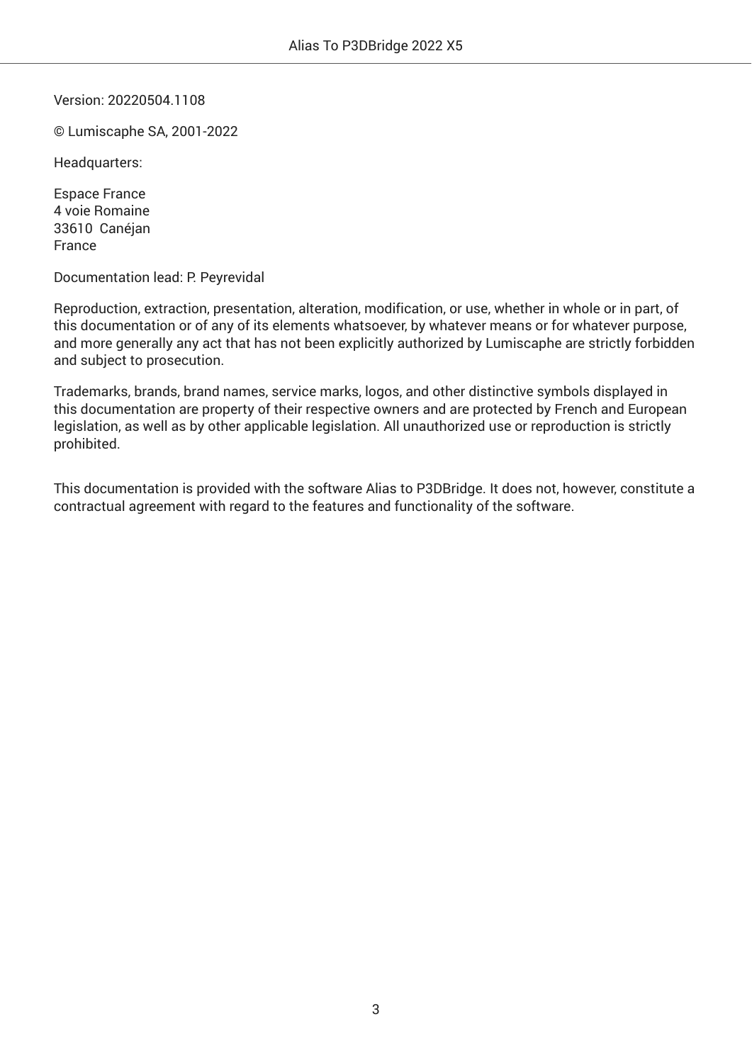Version: 20220504.1108

© Lumiscaphe SA, 2001-2022

Headquarters:

Espace France
4 voie Romaine
33610  Canéjan
France

Documentation lead: P. Peyrevidal

Reproduction, extraction, presentation, alteration, modification, or use, whether in whole or in part, of this documentation or of any of its elements whatsoever, by whatever means or for whatever purpose, and more generally any act that has not been explicitly authorized by Lumiscaphe are strictly forbidden and subject to prosecution.

Trademarks, brands, brand names, service marks, logos, and other distinctive symbols displayed in this documentation are property of their respective owners and are protected by French and European legislation, as well as by other applicable legislation. All unauthorized use or reproduction is strictly prohibited.

This documentation is provided with the software Alias to P3DBridge. It does not, however, constitute a contractual agreement with regard to the features and functionality of the software.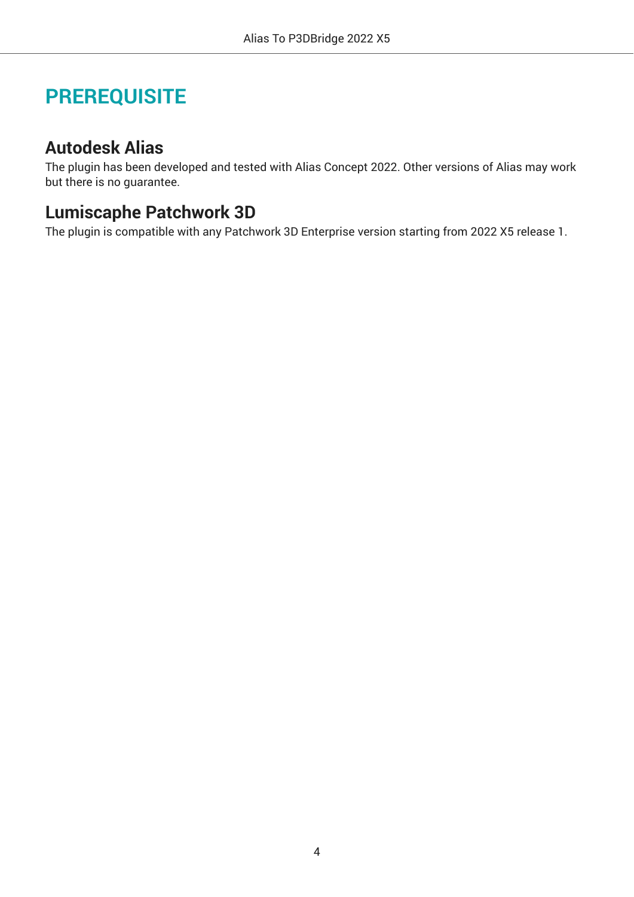# PREREQUISITE

## Autodesk Alias

The plugin has been developed and tested with Alias Concept 2022. Other versions of Alias may work but there is no guarantee.

## Lumiscaphe Patchwork 3D

The plugin is compatible with any Patchwork 3D Enterprise version starting from 2022 X5 release 1.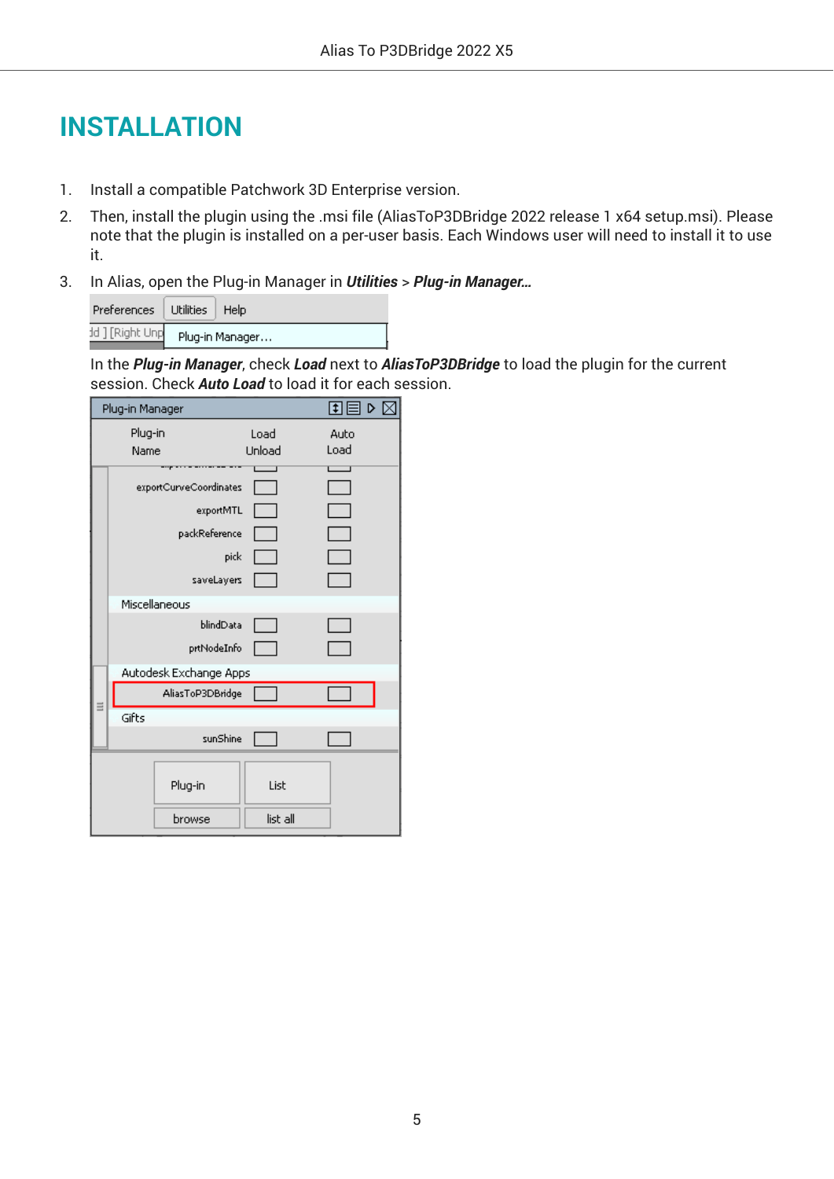# INSTALLATION

1. Install a compatible Patchwork 3D Enterprise version.
2. Then, install the plugin using the .msi file (AliasToP3DBridge 2022 release 1 x64 setup.msi). Please note that the plugin is installed on a per-user basis. Each Windows user will need to install it to use it.
3. In Alias, open the Plug-in Manager in ***Utilities*** > ***Plug-in Manager…***

   In the ***Plug-in Manager***, check ***Load*** next to ***AliasToP3DBridge*** to load the plugin for the current session. Check ***Auto Load*** to load it for each session.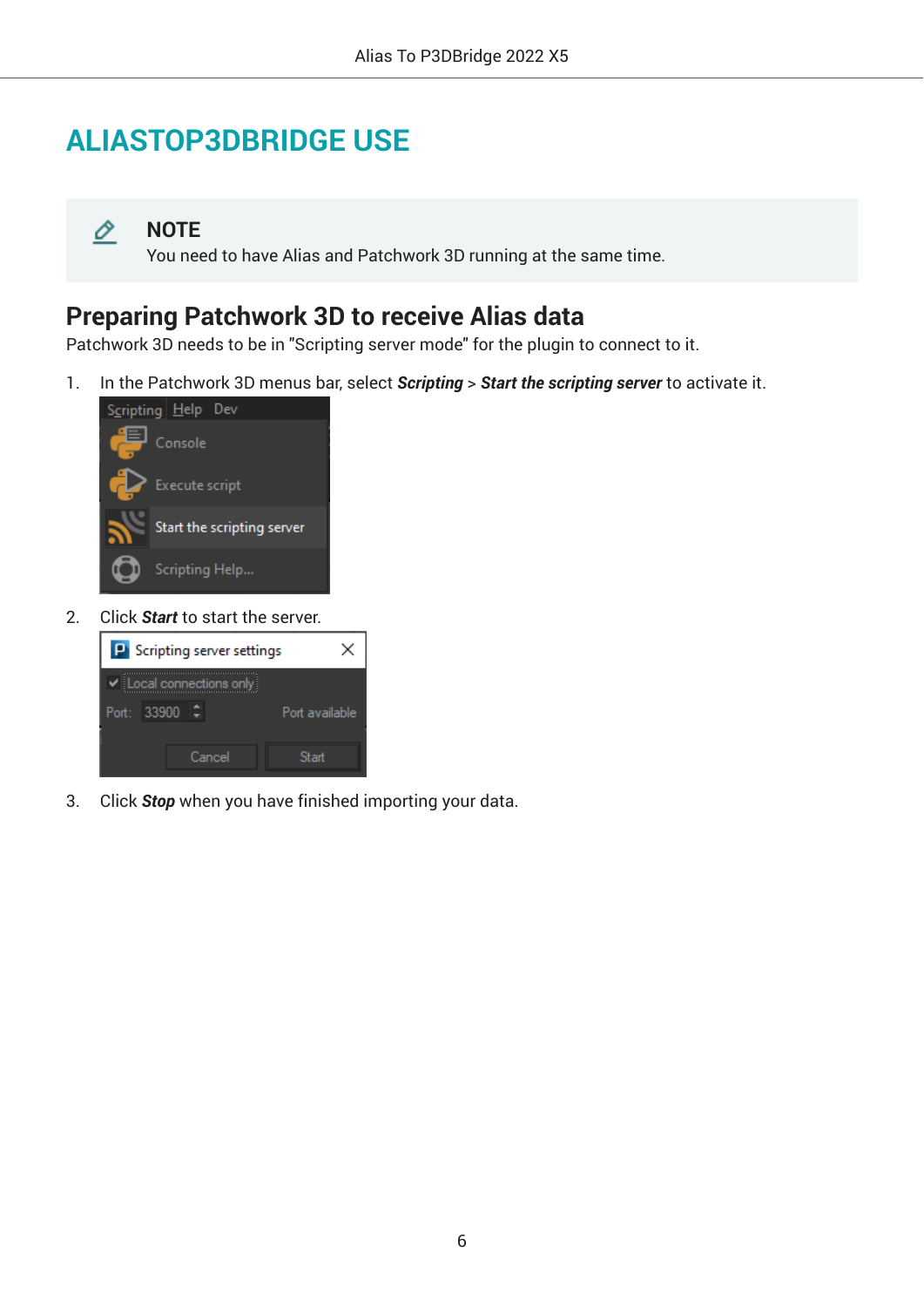# ALIASTOP3DBRIDGE USE

> **NOTE**
> You need to have Alias and Patchwork 3D running at the same time.

## Preparing Patchwork 3D to receive Alias data

Patchwork 3D needs to be in "Scripting server mode" for the plugin to connect to it.

1. In the Patchwork 3D menus bar, select ***Scripting*** > ***Start the scripting server*** to activate it.
2. Click ***Start*** to start the server.
3. Click ***Stop*** when you have finished importing your data.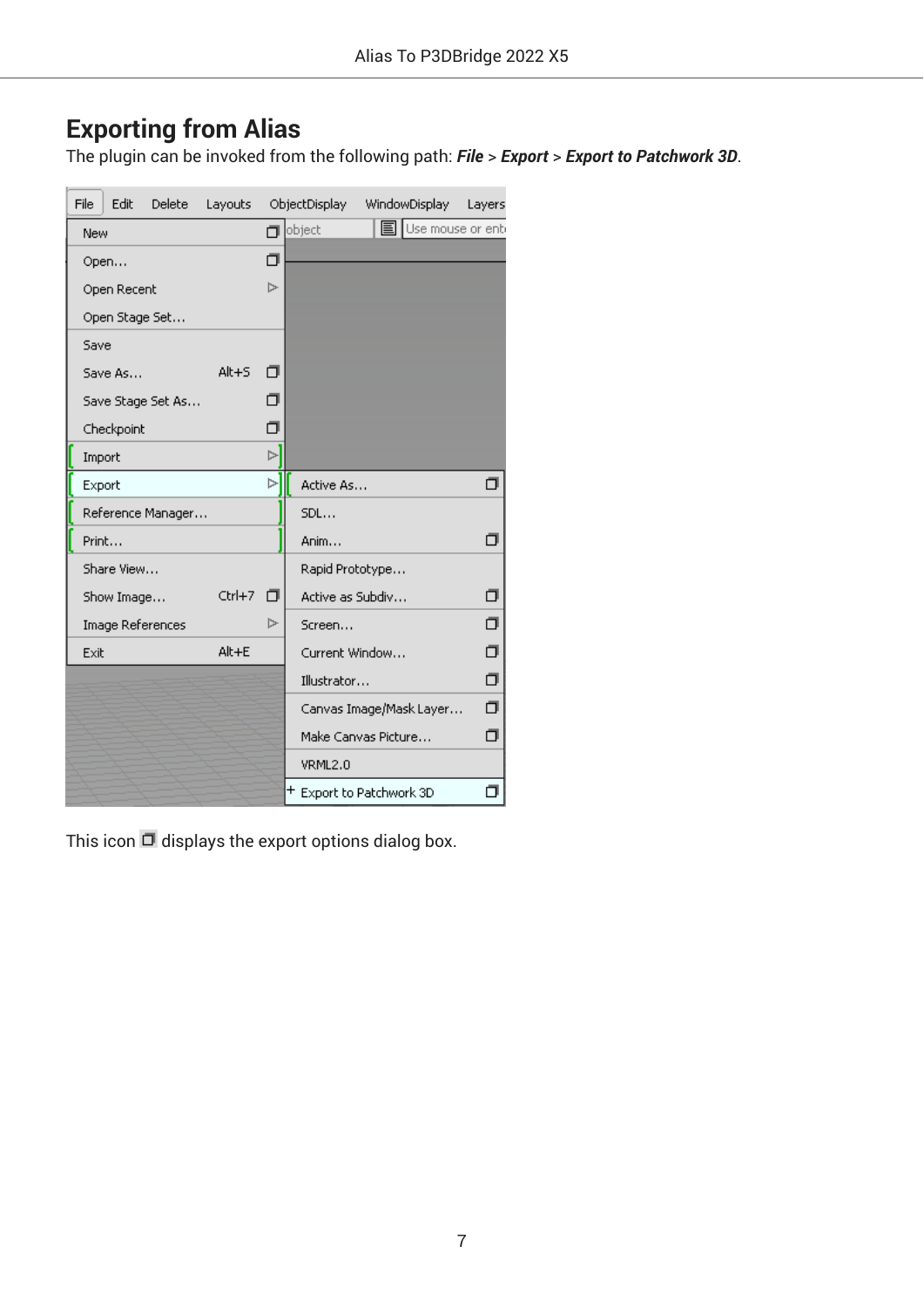# Exporting from Alias

The plugin can be invoked from the following path: ***File*** > ***Export*** > ***Export to Patchwork 3D***.

This icon ❐ displays the export options dialog box.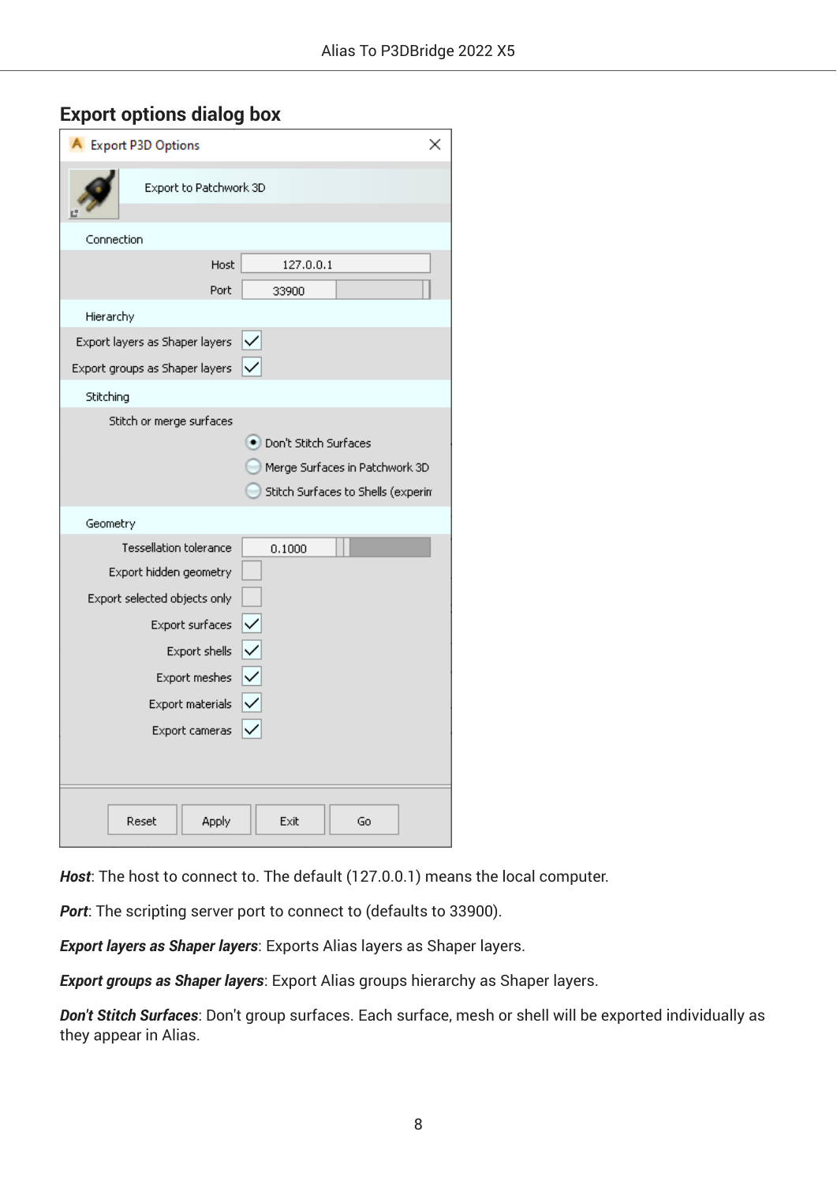## Export options dialog box

**Export P3D Options**

Export to Patchwork 3D

**Connection**

Host: 127.0.0.1

Port: 33900

**Hierarchy**

- Export layers as Shaper layers ☑
- Export groups as Shaper layers ☑

**Stitching**

Stitch or merge surfaces

- (•) Don't Stitch Surfaces
- ( ) Merge Surfaces in Patchwork 3D
- ( ) Stitch Surfaces to Shells (experin

**Geometry**

- Tessellation tolerance: 0.1000
- Export hidden geometry ☐
- Export selected objects only ☐
- Export surfaces ☑
- Export shells ☑
- Export meshes ☑
- Export materials ☑
- Export cameras ☑

Reset | Apply | Exit | Go

***Host***: The host to connect to. The default (127.0.0.1) means the local computer.

***Port***: The scripting server port to connect to (defaults to 33900).

***Export layers as Shaper layers***: Exports Alias layers as Shaper layers.

***Export groups as Shaper layers***: Export Alias groups hierarchy as Shaper layers.

***Don't Stitch Surfaces***: Don't group surfaces. Each surface, mesh or shell will be exported individually as they appear in Alias.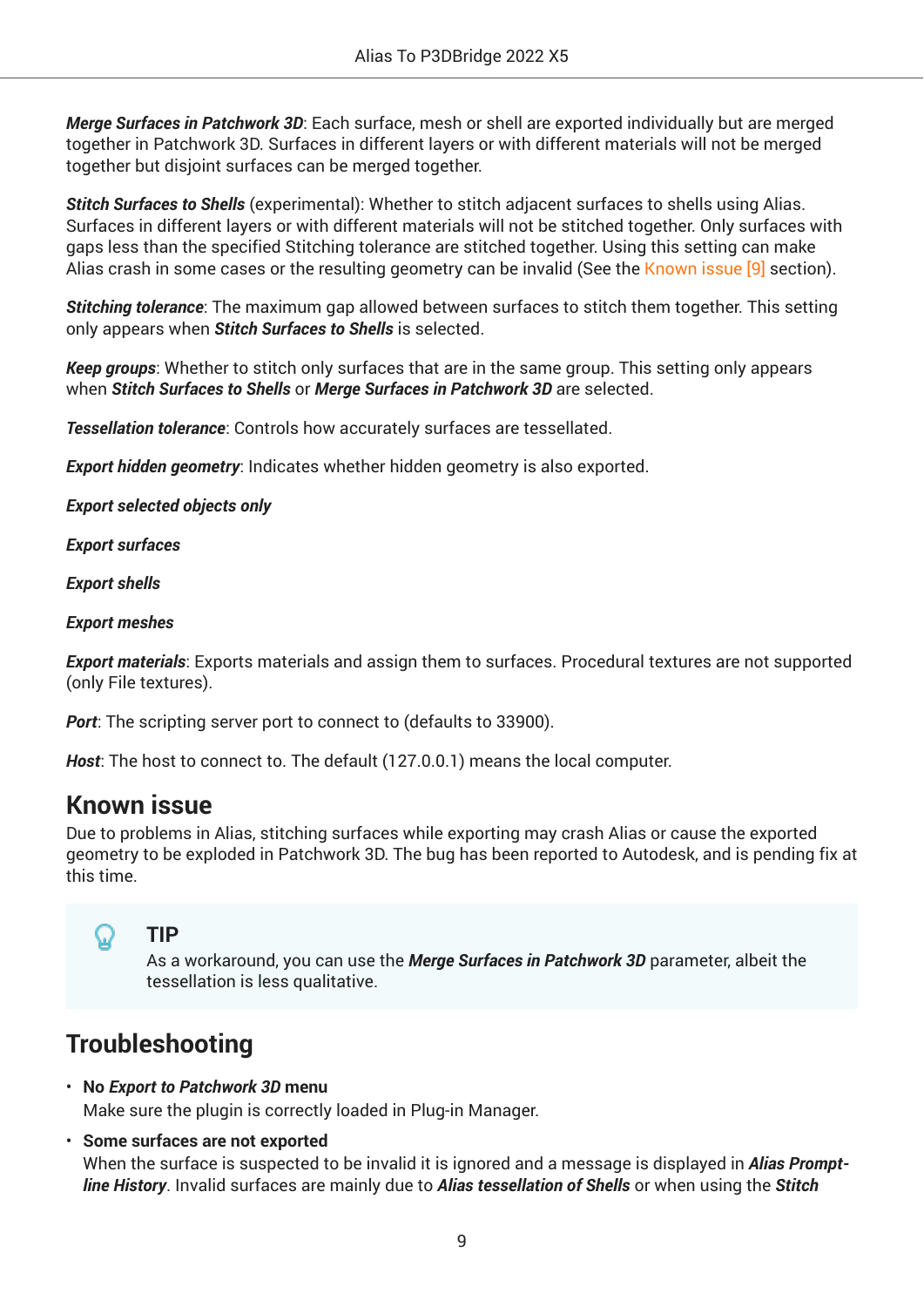***Merge Surfaces in Patchwork 3D***: Each surface, mesh or shell are exported individually but are merged together in Patchwork 3D. Surfaces in different layers or with different materials will not be merged together but disjoint surfaces can be merged together.

***Stitch Surfaces to Shells*** (experimental): Whether to stitch adjacent surfaces to shells using Alias. Surfaces in different layers or with different materials will not be stitched together. Only surfaces with gaps less than the specified Stitching tolerance are stitched together. Using this setting can make Alias crash in some cases or the resulting geometry can be invalid (See the Known issue [9] section).

***Stitching tolerance***: The maximum gap allowed between surfaces to stitch them together. This setting only appears when ***Stitch Surfaces to Shells*** is selected.

***Keep groups***: Whether to stitch only surfaces that are in the same group. This setting only appears when ***Stitch Surfaces to Shells*** or ***Merge Surfaces in Patchwork 3D*** are selected.

***Tessellation tolerance***: Controls how accurately surfaces are tessellated.

***Export hidden geometry***: Indicates whether hidden geometry is also exported.

***Export selected objects only***

***Export surfaces***

***Export shells***

***Export meshes***

***Export materials***: Exports materials and assign them to surfaces. Procedural textures are not supported (only File textures).

***Port***: The scripting server port to connect to (defaults to 33900).

***Host***: The host to connect to. The default (127.0.0.1) means the local computer.

## Known issue

Due to problems in Alias, stitching surfaces while exporting may crash Alias or cause the exported geometry to be exploded in Patchwork 3D. The bug has been reported to Autodesk, and is pending fix at this time.

> **TIP**
>
> As a workaround, you can use the ***Merge Surfaces in Patchwork 3D*** parameter, albeit the tessellation is less qualitative.

## Troubleshooting

- **No *Export to Patchwork 3D* menu**
  Make sure the plugin is correctly loaded in Plug-in Manager.
- **Some surfaces are not exported**
  When the surface is suspected to be invalid it is ignored and a message is displayed in ***Alias Prompt-line History***. Invalid surfaces are mainly due to ***Alias tessellation of Shells*** or when using the ***Stitch***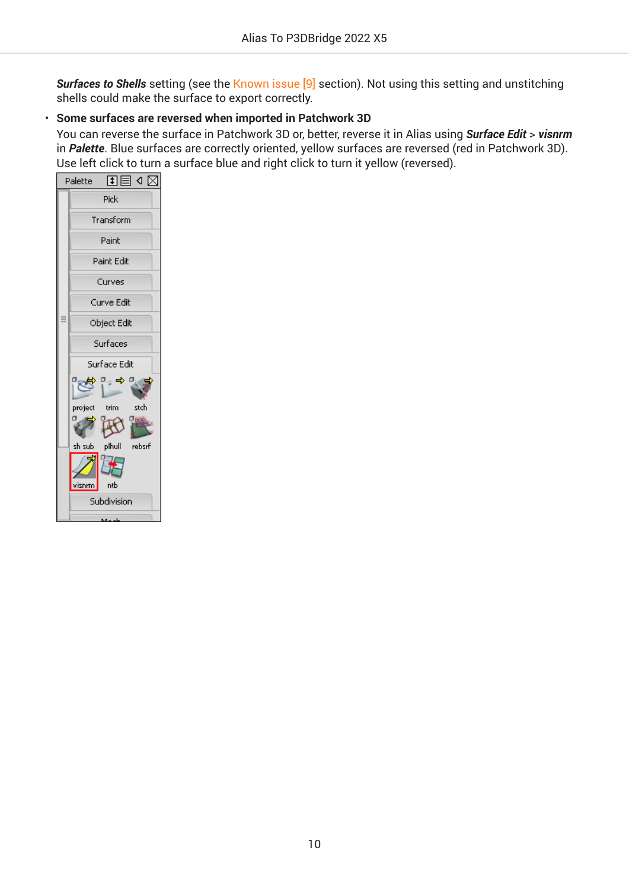***Surfaces to Shells*** setting (see the Known issue [9] section). Not using this setting and unstitching shells could make the surface to export correctly.

- **Some surfaces are reversed when imported in Patchwork 3D**
  You can reverse the surface in Patchwork 3D or, better, reverse it in Alias using ***Surface Edit*** > ***visnrm*** in ***Palette***. Blue surfaces are correctly oriented, yellow surfaces are reversed (red in Patchwork 3D). Use left click to turn a surface blue and right click to turn it yellow (reversed).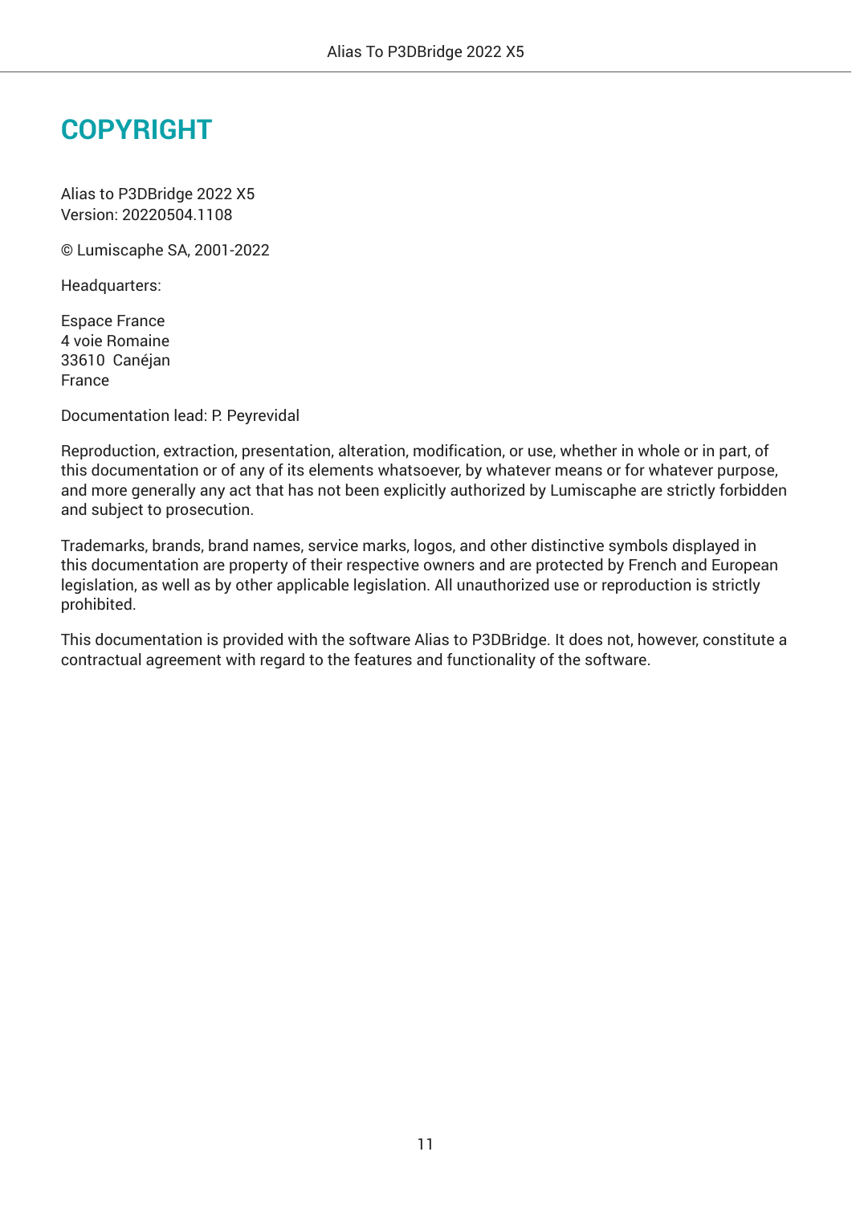# COPYRIGHT

Alias to P3DBridge 2022 X5
Version: 20220504.1108

© Lumiscaphe SA, 2001-2022

Headquarters:

Espace France
4 voie Romaine
33610 Canéjan
France

Documentation lead: P. Peyrevidal

Reproduction, extraction, presentation, alteration, modification, or use, whether in whole or in part, of this documentation or of any of its elements whatsoever, by whatever means or for whatever purpose, and more generally any act that has not been explicitly authorized by Lumiscaphe are strictly forbidden and subject to prosecution.

Trademarks, brands, brand names, service marks, logos, and other distinctive symbols displayed in this documentation are property of their respective owners and are protected by French and European legislation, as well as by other applicable legislation. All unauthorized use or reproduction is strictly prohibited.

This documentation is provided with the software Alias to P3DBridge. It does not, however, constitute a contractual agreement with regard to the features and functionality of the software.